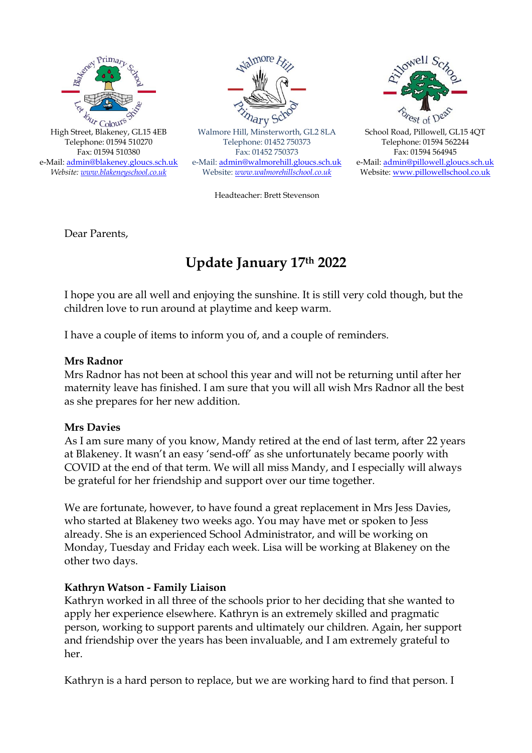High Street, Blakeney, GL15 4EB
Telephone: 01594 510270
Fax: 01594 510380
e-Mail: admin@blakeney.gloucs.sch.uk
*Website: www.blakeneyschool.co.uk*

Walmore Hill, Minsterworth, GL2 8LA
Telephone: 01452 750373
Fax: 01452 750373
e-Mail: admin@walmorehill.gloucs.sch.uk
Website: *www.walmorehillschool.co.uk*

School Road, Pillowell, GL15 4QT
Telephone: 01594 562244
Fax: 01594 564945
e-Mail: admin@pillowell.gloucs.sch.uk
Website: www.pillowellschool.co.uk

Headteacher: Brett Stevenson

Dear Parents,

# Update January 17th 2022

I hope you are all well and enjoying the sunshine. It is still very cold though, but the children love to run around at playtime and keep warm.

I have a couple of items to inform you of, and a couple of reminders.

**Mrs Radnor**
Mrs Radnor has not been at school this year and will not be returning until after her maternity leave has finished. I am sure that you will all wish Mrs Radnor all the best as she prepares for her new addition.

**Mrs Davies**
As I am sure many of you know, Mandy retired at the end of last term, after 22 years at Blakeney. It wasn't an easy 'send-off' as she unfortunately became poorly with COVID at the end of that term. We will all miss Mandy, and I especially will always be grateful for her friendship and support over our time together.

We are fortunate, however, to have found a great replacement in Mrs Jess Davies, who started at Blakeney two weeks ago. You may have met or spoken to Jess already. She is an experienced School Administrator, and will be working on Monday, Tuesday and Friday each week. Lisa will be working at Blakeney on the other two days.

**Kathryn Watson - Family Liaison**
Kathryn worked in all three of the schools prior to her deciding that she wanted to apply her experience elsewhere. Kathryn is an extremely skilled and pragmatic person, working to support parents and ultimately our children. Again, her support and friendship over the years has been invaluable, and I am extremely grateful to her.

Kathryn is a hard person to replace, but we are working hard to find that person. I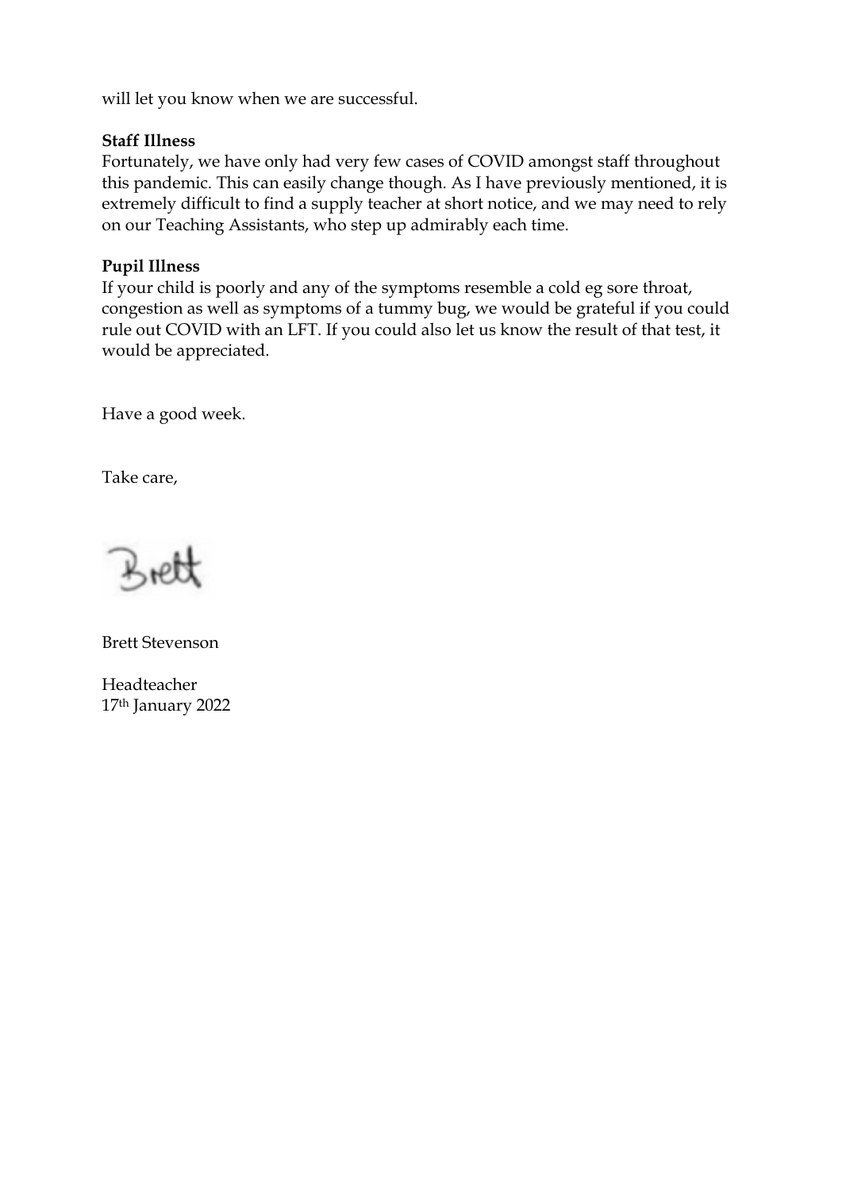will let you know when we are successful.

**Staff Illness**

Fortunately, we have only had very few cases of COVID amongst staff throughout this pandemic. This can easily change though. As I have previously mentioned, it is extremely difficult to find a supply teacher at short notice, and we may need to rely on our Teaching Assistants, who step up admirably each time.

**Pupil Illness**

If your child is poorly and any of the symptoms resemble a cold eg sore throat, congestion as well as symptoms of a tummy bug, we would be grateful if you could rule out COVID with an LFT. If you could also let us know the result of that test, it would be appreciated.

Have a good week.

Take care,

Brett

Brett Stevenson

Headteacher
17th January 2022